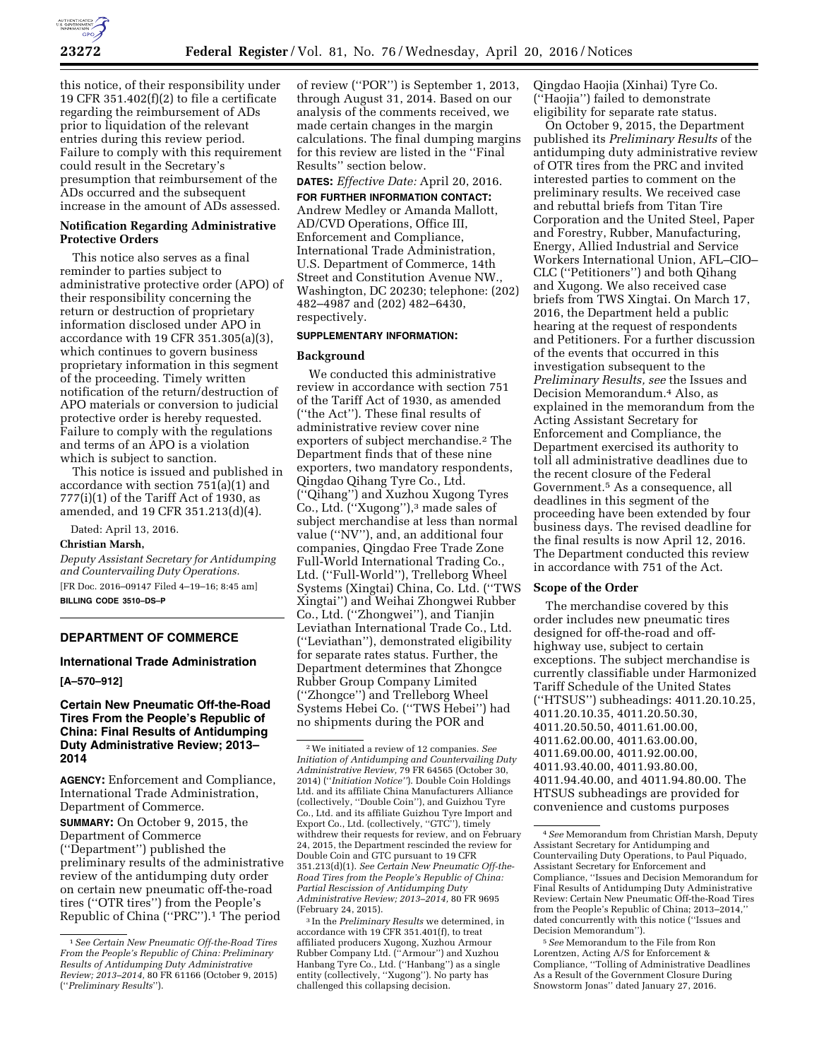this notice, of their responsibility under 19 CFR 351.402(f)(2) to file a certificate regarding the reimbursement of ADs prior to liquidation of the relevant entries during this review period. Failure to comply with this requirement could result in the Secretary's presumption that reimbursement of the ADs occurred and the subsequent increase in the amount of ADs assessed.

### Notification Regarding Administrative Protective Orders

This notice also serves as a final reminder to parties subject to administrative protective order (APO) of their responsibility concerning the return or destruction of proprietary information disclosed under APO in accordance with 19 CFR 351.305(a)(3), which continues to govern business proprietary information in this segment of the proceeding. Timely written notification of the return/destruction of APO materials or conversion to judicial protective order is hereby requested. Failure to comply with the regulations and terms of an APO is a violation which is subject to sanction.

This notice is issued and published in accordance with section 751(a)(1) and 777(i)(1) of the Tariff Act of 1930, as amended, and 19 CFR 351.213(d)(4).

Dated: April 13, 2016.

**Christian Marsh,**

*Deputy Assistant Secretary for Antidumping and Countervailing Duty Operations.*

[FR Doc. 2016–09147 Filed 4–19–16; 8:45 am]

**BILLING CODE 3510–DS–P**

## DEPARTMENT OF COMMERCE

### International Trade Administration

**[A–570–912]**

### Certain New Pneumatic Off-the-Road Tires From the People's Republic of China: Final Results of Antidumping Duty Administrative Review; 2013–2014

**AGENCY:** Enforcement and Compliance, International Trade Administration, Department of Commerce.

**SUMMARY:** On October 9, 2015, the Department of Commerce (''Department'') published the preliminary results of the administrative review of the antidumping duty order on certain new pneumatic off-the-road tires (''OTR tires'') from the People's Republic of China (''PRC'').[1] The period of review (''POR'') is September 1, 2013, through August 31, 2014. Based on our analysis of the comments received, we made certain changes in the margin calculations. The final dumping margins for this review are listed in the ''Final Results'' section below.

**DATES:** *Effective Date:* April 20, 2016.

**FOR FURTHER INFORMATION CONTACT:** Andrew Medley or Amanda Mallott, AD/CVD Operations, Office III, Enforcement and Compliance, International Trade Administration, U.S. Department of Commerce, 14th Street and Constitution Avenue NW., Washington, DC 20230; telephone: (202) 482–4987 and (202) 482–6430, respectively.

**SUPPLEMENTARY INFORMATION:**

### Background

We conducted this administrative review in accordance with section 751 of the Tariff Act of 1930, as amended (''the Act''). These final results of administrative review cover nine exporters of subject merchandise.[2] The Department finds that of these nine exporters, two mandatory respondents, Qingdao Qihang Tyre Co., Ltd. (''Qihang'') and Xuzhou Xugong Tyres Co., Ltd. (''Xugong''),[3] made sales of subject merchandise at less than normal value (''NV''), and, an additional four companies, Qingdao Free Trade Zone Full-World International Trading Co., Ltd. (''Full-World''), Trelleborg Wheel Systems (Xingtai) China, Co. Ltd. (''TWS Xingtai'') and Weihai Zhongwei Rubber Co., Ltd. (''Zhongwei''), and Tianjin Leviathan International Trade Co., Ltd. (''Leviathan''), demonstrated eligibility for separate rates status. Further, the Department determines that Zhongce Rubber Group Company Limited (''Zhongce'') and Trelleborg Wheel Systems Hebei Co. (''TWS Hebei'') had no shipments during the POR and Qingdao Haojia (Xinhai) Tyre Co. (''Haojia'') failed to demonstrate eligibility for separate rate status.

On October 9, 2015, the Department published its *Preliminary Results* of the antidumping duty administrative review of OTR tires from the PRC and invited interested parties to comment on the preliminary results. We received case and rebuttal briefs from Titan Tire Corporation and the United Steel, Paper and Forestry, Rubber, Manufacturing, Energy, Allied Industrial and Service Workers International Union, AFL–CIO–CLC (''Petitioners'') and both Qihang and Xugong. We also received case briefs from TWS Xingtai. On March 17, 2016, the Department held a public hearing at the request of respondents and Petitioners. For a further discussion of the events that occurred in this investigation subsequent to the *Preliminary Results, see* the Issues and Decision Memorandum.[4] Also, as explained in the memorandum from the Acting Assistant Secretary for Enforcement and Compliance, the Department exercised its authority to toll all administrative deadlines due to the recent closure of the Federal Government.[5] As a consequence, all deadlines in this segment of the proceeding have been extended by four business days. The revised deadline for the final results is now April 12, 2016. The Department conducted this review in accordance with 751 of the Act.

### Scope of the Order

The merchandise covered by this order includes new pneumatic tires designed for off-the-road and off-highway use, subject to certain exceptions. The subject merchandise is currently classifiable under Harmonized Tariff Schedule of the United States (''HTSUS'') subheadings: 4011.20.10.25, 4011.20.10.35, 4011.20.50.30, 4011.20.50.50, 4011.61.00.00, 4011.62.00.00, 4011.63.00.00, 4011.69.00.00, 4011.92.00.00, 4011.93.40.00, 4011.93.80.00, 4011.94.40.00, and 4011.94.80.00. The HTSUS subheadings are provided for convenience and customs purposes

---

[1] *See Certain New Pneumatic Off-the-Road Tires From the People's Republic of China: Preliminary Results of Antidumping Duty Administrative Review; 2013–2014,* 80 FR 61166 (October 9, 2015) (''*Preliminary Results*'').

[2] We initiated a review of 12 companies. *See Initiation of Antidumping and Countervailing Duty Administrative Review,* 79 FR 64565 (October 30, 2014) (''*Initiation Notice*''). Double Coin Holdings Ltd. and its affiliate China Manufacturers Alliance (collectively, ''Double Coin''), and Guizhou Tyre Co., Ltd. and its affiliate Guizhou Tyre Import and Export Co., Ltd. (collectively, ''GTC''), timely withdrew their requests for review, and on February 24, 2015, the Department rescinded the review for Double Coin and GTC pursuant to 19 CFR 351.213(d)(1). *See Certain New Pneumatic Off-the-Road Tires from the People's Republic of China: Partial Rescission of Antidumping Duty Administrative Review; 2013–2014,* 80 FR 9695 (February 24, 2015).

[3] In the *Preliminary Results* we determined, in accordance with 19 CFR 351.401(f), to treat affiliated producers Xugong, Xuzhou Armour Rubber Company Ltd. (''Armour'') and Xuzhou Hanbang Tyre Co., Ltd. (''Hanbang'') as a single entity (collectively, ''Xugong''). No party has challenged this collapsing decision.

[4] *See* Memorandum from Christian Marsh, Deputy Assistant Secretary for Antidumping and Countervailing Duty Operations, to Paul Piquado, Assistant Secretary for Enforcement and Compliance, ''Issues and Decision Memorandum for Final Results of Antidumping Duty Administrative Review: Certain New Pneumatic Off-the-Road Tires from the People's Republic of China; 2013–2014,'' dated concurrently with this notice (''Issues and Decision Memorandum'').

[5] *See* Memorandum to the File from Ron Lorentzen, Acting A/S for Enforcement & Compliance, ''Tolling of Administrative Deadlines As a Result of the Government Closure During Snowstorm Jonas'' dated January 27, 2016.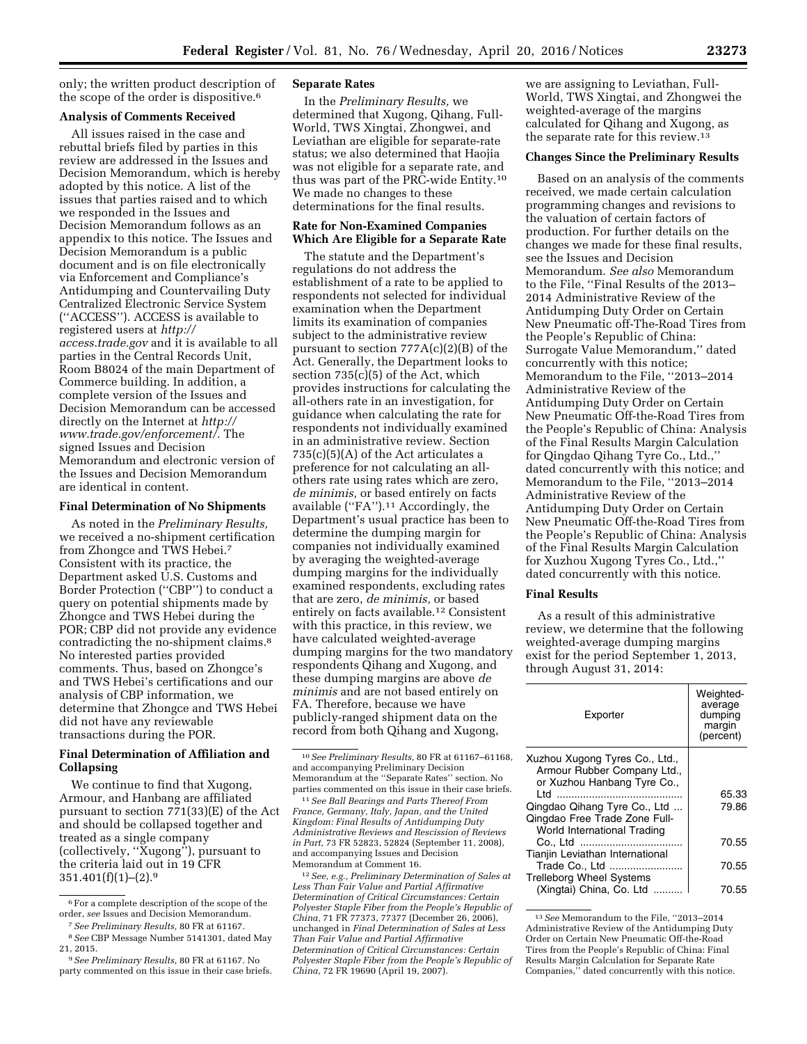only; the written product description of the scope of the order is dispositive.[6]

**Analysis of Comments Received**

All issues raised in the case and rebuttal briefs filed by parties in this review are addressed in the Issues and Decision Memorandum, which is hereby adopted by this notice. A list of the issues that parties raised and to which we responded in the Issues and Decision Memorandum follows as an appendix to this notice. The Issues and Decision Memorandum is a public document and is on file electronically via Enforcement and Compliance's Antidumping and Countervailing Duty Centralized Electronic Service System ("ACCESS"). ACCESS is available to registered users at *http://access.trade.gov* and it is available to all parties in the Central Records Unit, Room B8024 of the main Department of Commerce building. In addition, a complete version of the Issues and Decision Memorandum can be accessed directly on the Internet at *http://www.trade.gov/enforcement/*. The signed Issues and Decision Memorandum and electronic version of the Issues and Decision Memorandum are identical in content.

**Final Determination of No Shipments**

As noted in the *Preliminary Results,* we received a no-shipment certification from Zhongce and TWS Hebei.[7] Consistent with its practice, the Department asked U.S. Customs and Border Protection ("CBP") to conduct a query on potential shipments made by Zhongce and TWS Hebei during the POR; CBP did not provide any evidence contradicting the no-shipment claims.[8] No interested parties provided comments. Thus, based on Zhongce's and TWS Hebei's certifications and our analysis of CBP information, we determine that Zhongce and TWS Hebei did not have any reviewable transactions during the POR.

**Final Determination of Affiliation and Collapsing**

We continue to find that Xugong, Armour, and Hanbang are affiliated pursuant to section 771(33)(E) of the Act and should be collapsed together and treated as a single company (collectively, "Xugong"), pursuant to the criteria laid out in 19 CFR 351.401(f)(1)–(2).[9]

**Separate Rates**

In the *Preliminary Results,* we determined that Xugong, Qihang, Full-World, TWS Xingtai, Zhongwei, and Leviathan are eligible for separate-rate status; we also determined that Haojia was not eligible for a separate rate, and thus was part of the PRC-wide Entity.[10] We made no changes to these determinations for the final results.

**Rate for Non-Examined Companies Which Are Eligible for a Separate Rate**

The statute and the Department's regulations do not address the establishment of a rate to be applied to respondents not selected for individual examination when the Department limits its examination of companies subject to the administrative review pursuant to section 777A(c)(2)(B) of the Act. Generally, the Department looks to section 735(c)(5) of the Act, which provides instructions for calculating the all-others rate in an investigation, for guidance when calculating the rate for respondents not individually examined in an administrative review. Section 735(c)(5)(A) of the Act articulates a preference for not calculating an all-others rate using rates which are zero, *de minimis,* or based entirely on facts available ("FA").[11] Accordingly, the Department's usual practice has been to determine the dumping margin for companies not individually examined by averaging the weighted-average dumping margins for the individually examined respondents, excluding rates that are zero, *de minimis,* or based entirely on facts available.[12] Consistent with this practice, in this review, we have calculated weighted-average dumping margins for the two mandatory respondents Qihang and Xugong, and these dumping margins are above *de minimis* and are not based entirely on FA. Therefore, because we have publicly-ranged shipment data on the record from both Qihang and Xugong, we are assigning to Leviathan, Full-World, TWS Xingtai, and Zhongwei the weighted-average of the margins calculated for Qihang and Xugong, as the separate rate for this review.[13]

**Changes Since the Preliminary Results**

Based on an analysis of the comments received, we made certain calculation programming changes and revisions to the valuation of certain factors of production. For further details on the changes we made for these final results, see the Issues and Decision Memorandum. *See also* Memorandum to the File, "Final Results of the 2013–2014 Administrative Review of the Antidumping Duty Order on Certain New Pneumatic off-The-Road Tires from the People's Republic of China: Surrogate Value Memorandum," dated concurrently with this notice; Memorandum to the File, "2013–2014 Administrative Review of the Antidumping Duty Order on Certain New Pneumatic Off-the-Road Tires from the People's Republic of China: Analysis of the Final Results Margin Calculation for Qingdao Qihang Tyre Co., Ltd.," dated concurrently with this notice; and Memorandum to the File, "2013–2014 Administrative Review of the Antidumping Duty Order on Certain New Pneumatic Off-the-Road Tires from the People's Republic of China: Analysis of the Final Results Margin Calculation for Xuzhou Xugong Tyres Co., Ltd.," dated concurrently with this notice.

**Final Results**

As a result of this administrative review, we determine that the following weighted-average dumping margins exist for the period September 1, 2013, through August 31, 2014:

| Exporter | Weighted-average dumping margin (percent) |
|---|---|
| Xuzhou Xugong Tyres Co., Ltd., Armour Rubber Company Ltd., or Xuzhou Hanbang Tyre Co., Ltd | 65.33 |
| Qingdao Qihang Tyre Co., Ltd | 79.86 |
| Qingdao Free Trade Zone Full-World International Trading Co., Ltd | 70.55 |
| Tianjin Leviathan International Trade Co., Ltd | 70.55 |
| Trelleborg Wheel Systems (Xingtai) China, Co. Ltd | 70.55 |

[6] For a complete description of the scope of the order, *see* Issues and Decision Memorandum.

[7] *See Preliminary Results,* 80 FR at 61167.

[8] *See* CBP Message Number 5141301, dated May 21, 2015.

[9] *See Preliminary Results,* 80 FR at 61167. No party commented on this issue in their case briefs.

[10] *See Preliminary Results,* 80 FR at 61167–61168, and accompanying Preliminary Decision Memorandum at the "Separate Rates" section. No parties commented on this issue in their case briefs.

[11] *See Ball Bearings and Parts Thereof From France, Germany, Italy, Japan, and the United Kingdom: Final Results of Antidumping Duty Administrative Reviews and Rescission of Reviews in Part,* 73 FR 52823, 52824 (September 11, 2008), and accompanying Issues and Decision Memorandum at Comment 16.

[12] *See, e.g., Preliminary Determination of Sales at Less Than Fair Value and Partial Affirmative Determination of Critical Circumstances: Certain Polyester Staple Fiber from the People's Republic of China,* 71 FR 77373, 77377 (December 26, 2006), unchanged in *Final Determination of Sales at Less Than Fair Value and Partial Affirmative Determination of Critical Circumstances: Certain Polyester Staple Fiber from the People's Republic of China,* 72 FR 19690 (April 19, 2007).

[13] *See* Memorandum to the File, "2013–2014 Administrative Review of the Antidumping Duty Order on Certain New Pneumatic Off-the-Road Tires from the People's Republic of China: Final Results Margin Calculation for Separate Rate Companies," dated concurrently with this notice.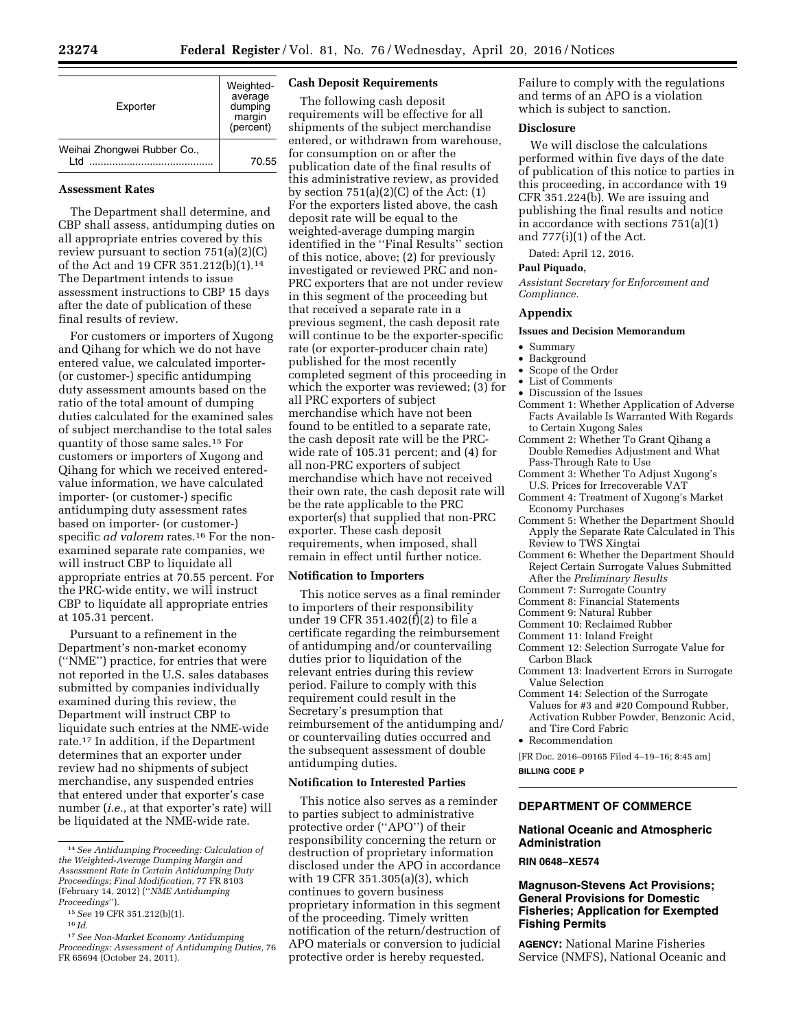| Exporter | Weighted-average dumping margin (percent) |
| --- | --- |
| Weihai Zhongwei Rubber Co., Ltd | 70.55 |

### Assessment Rates

The Department shall determine, and CBP shall assess, antidumping duties on all appropriate entries covered by this review pursuant to section 751(a)(2)(C) of the Act and 19 CFR 351.212(b)(1).[14] The Department intends to issue assessment instructions to CBP 15 days after the date of publication of these final results of review.

For customers or importers of Xugong and Qihang for which we do not have entered value, we calculated importer- (or customer-) specific antidumping duty assessment amounts based on the ratio of the total amount of dumping duties calculated for the examined sales of subject merchandise to the total sales quantity of those same sales.[15] For customers or importers of Xugong and Qihang for which we received entered-value information, we have calculated importer- (or customer-) specific antidumping duty assessment rates based on importer- (or customer-) specific *ad valorem* rates.[16] For the non-examined separate rate companies, we will instruct CBP to liquidate all appropriate entries at 70.55 percent. For the PRC-wide entity, we will instruct CBP to liquidate all appropriate entries at 105.31 percent.

Pursuant to a refinement in the Department's non-market economy (''NME'') practice, for entries that were not reported in the U.S. sales databases submitted by companies individually examined during this review, the Department will instruct CBP to liquidate such entries at the NME-wide rate.[17] In addition, if the Department determines that an exporter under review had no shipments of subject merchandise, any suspended entries that entered under that exporter's case number (*i.e.,* at that exporter's rate) will be liquidated at the NME-wide rate.

[14] *See Antidumping Proceeding: Calculation of the Weighted-Average Dumping Margin and Assessment Rate in Certain Antidumping Duty Proceedings; Final Modification,* 77 FR 8103 (February 14, 2012) (''*NME Antidumping Proceedings*'').

[15] *See* 19 CFR 351.212(b)(1).

[16] *Id.*

[17] *See Non-Market Economy Antidumping Proceedings: Assessment of Antidumping Duties,* 76 FR 65694 (October 24, 2011).

### Cash Deposit Requirements

The following cash deposit requirements will be effective for all shipments of the subject merchandise entered, or withdrawn from warehouse, for consumption on or after the publication date of the final results of this administrative review, as provided by section 751(a)(2)(C) of the Act: (1) For the exporters listed above, the cash deposit rate will be equal to the weighted-average dumping margin identified in the ''Final Results'' section of this notice, above; (2) for previously investigated or reviewed PRC and non-PRC exporters that are not under review in this segment of the proceeding but that received a separate rate in a previous segment, the cash deposit rate will continue to be the exporter-specific rate (or exporter-producer chain rate) published for the most recently completed segment of this proceeding in which the exporter was reviewed; (3) for all PRC exporters of subject merchandise which have not been found to be entitled to a separate rate, the cash deposit rate will be the PRC-wide rate of 105.31 percent; and (4) for all non-PRC exporters of subject merchandise which have not received their own rate, the cash deposit rate will be the rate applicable to the PRC exporter(s) that supplied that non-PRC exporter. These cash deposit requirements, when imposed, shall remain in effect until further notice.

### Notification to Importers

This notice serves as a final reminder to importers of their responsibility under 19 CFR 351.402(f)(2) to file a certificate regarding the reimbursement of antidumping and/or countervailing duties prior to liquidation of the relevant entries during this review period. Failure to comply with this requirement could result in the Secretary's presumption that reimbursement of the antidumping and/or countervailing duties occurred and the subsequent assessment of double antidumping duties.

### Notification to Interested Parties

This notice also serves as a reminder to parties subject to administrative protective order (''APO'') of their responsibility concerning the return or destruction of proprietary information disclosed under the APO in accordance with 19 CFR 351.305(a)(3), which continues to govern business proprietary information in this segment of the proceeding. Timely written notification of the return/destruction of APO materials or conversion to judicial protective order is hereby requested. Failure to comply with the regulations and terms of an APO is a violation which is subject to sanction.

### Disclosure

We will disclose the calculations performed within five days of the date of publication of this notice to parties in this proceeding, in accordance with 19 CFR 351.224(b). We are issuing and publishing the final results and notice in accordance with sections 751(a)(1) and 777(i)(1) of the Act.

Dated: April 12, 2016.

**Paul Piquado,**

*Assistant Secretary for Enforcement and Compliance.*

### Appendix

**Issues and Decision Memorandum**

- Summary
- Background
- Scope of the Order
- List of Comments
- Discussion of the Issues

Comment 1: Whether Application of Adverse Facts Available Is Warranted With Regards to Certain Xugong Sales

Comment 2: Whether To Grant Qihang a Double Remedies Adjustment and What Pass-Through Rate to Use

Comment 3: Whether To Adjust Xugong's U.S. Prices for Irrecoverable VAT

Comment 4: Treatment of Xugong's Market Economy Purchases

Comment 5: Whether the Department Should Apply the Separate Rate Calculated in This Review to TWS Xingtai

Comment 6: Whether the Department Should Reject Certain Surrogate Values Submitted After the *Preliminary Results*

Comment 7: Surrogate Country

Comment 8: Financial Statements

Comment 9: Natural Rubber

Comment 10: Reclaimed Rubber

Comment 11: Inland Freight

Comment 12: Selection Surrogate Value for Carbon Black

Comment 13: Inadvertent Errors in Surrogate Value Selection

Comment 14: Selection of the Surrogate Values for #3 and #20 Compound Rubber, Activation Rubber Powder, Benzonic Acid, and Tire Cord Fabric

- Recommendation

[FR Doc. 2016–09165 Filed 4–19–16; 8:45 am]

**BILLING CODE P**

## DEPARTMENT OF COMMERCE

### National Oceanic and Atmospheric Administration

**RIN 0648–XE574**

### Magnuson-Stevens Act Provisions; General Provisions for Domestic Fisheries; Application for Exempted Fishing Permits

**AGENCY:** National Marine Fisheries Service (NMFS), National Oceanic and